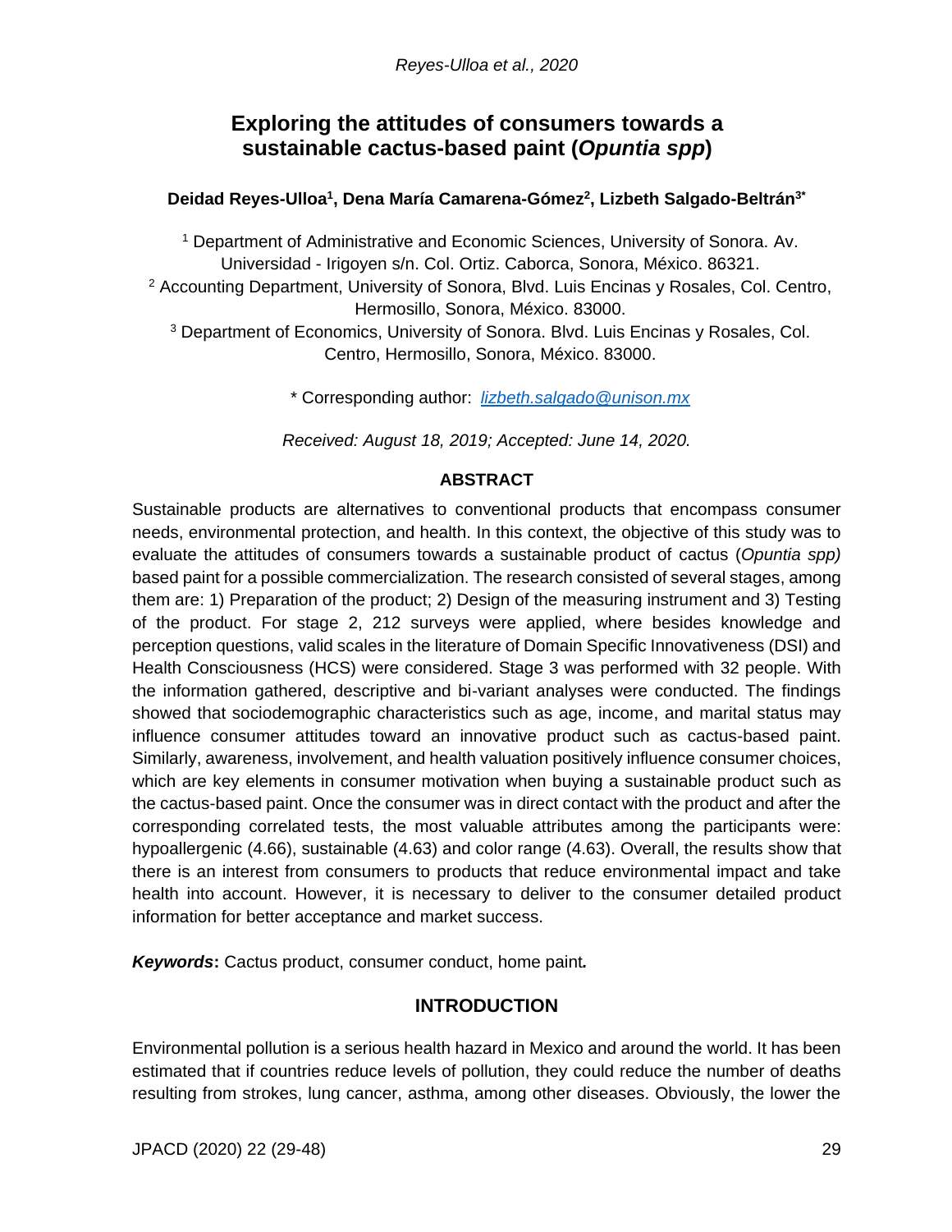# Exploring the attitudes of consumers towards a sustainable cactus-based paint (*Opuntia spp*)

**Deidad Reyes-Ulloa[1], Dena María Camarena-Gómez[2], Lizbeth Salgado-Beltrán[3*]**

[1] Department of Administrative and Economic Sciences, University of Sonora. Av. Universidad - Irigoyen s/n. Col. Ortiz. Caborca, Sonora, México. 86321.
[2] Accounting Department, University of Sonora, Blvd. Luis Encinas y Rosales, Col. Centro, Hermosillo, Sonora, México. 83000.
[3] Department of Economics, University of Sonora. Blvd. Luis Encinas y Rosales, Col. Centro, Hermosillo, Sonora, México. 83000.

* Corresponding author: *lizbeth.salgado@unison.mx*

*Received: August 18, 2019; Accepted: June 14, 2020.*

## ABSTRACT

Sustainable products are alternatives to conventional products that encompass consumer needs, environmental protection, and health. In this context, the objective of this study was to evaluate the attitudes of consumers towards a sustainable product of cactus (*Opuntia spp)* based paint for a possible commercialization. The research consisted of several stages, among them are: 1) Preparation of the product; 2) Design of the measuring instrument and 3) Testing of the product. For stage 2, 212 surveys were applied, where besides knowledge and perception questions, valid scales in the literature of Domain Specific Innovativeness (DSI) and Health Consciousness (HCS) were considered. Stage 3 was performed with 32 people. With the information gathered, descriptive and bi-variant analyses were conducted. The findings showed that sociodemographic characteristics such as age, income, and marital status may influence consumer attitudes toward an innovative product such as cactus-based paint. Similarly, awareness, involvement, and health valuation positively influence consumer choices, which are key elements in consumer motivation when buying a sustainable product such as the cactus-based paint. Once the consumer was in direct contact with the product and after the corresponding correlated tests, the most valuable attributes among the participants were: hypoallergenic (4.66), sustainable (4.63) and color range (4.63). Overall, the results show that there is an interest from consumers to products that reduce environmental impact and take health into account. However, it is necessary to deliver to the consumer detailed product information for better acceptance and market success.

***Keywords*:** Cactus product, consumer conduct, home paint*.*

## INTRODUCTION

Environmental pollution is a serious health hazard in Mexico and around the world. It has been estimated that if countries reduce levels of pollution, they could reduce the number of deaths resulting from strokes, lung cancer, asthma, among other diseases. Obviously, the lower the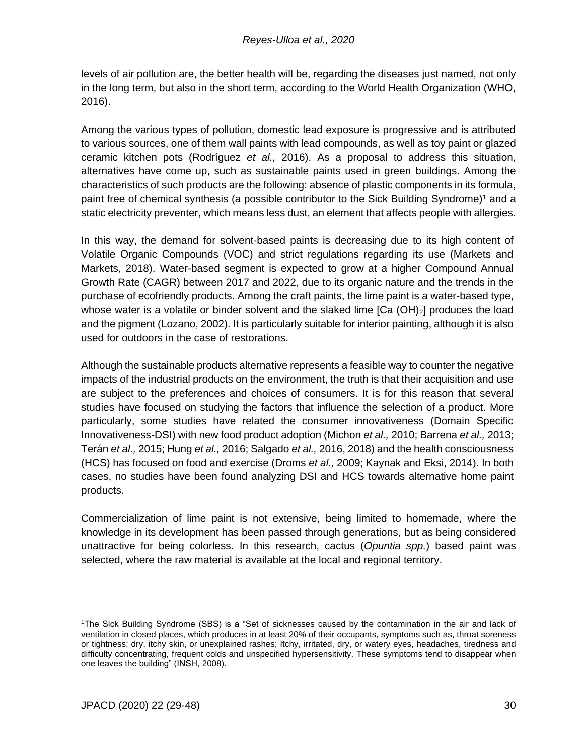levels of air pollution are, the better health will be, regarding the diseases just named, not only in the long term, but also in the short term, according to the World Health Organization (WHO, 2016).

Among the various types of pollution, domestic lead exposure is progressive and is attributed to various sources, one of them wall paints with lead compounds, as well as toy paint or glazed ceramic kitchen pots (Rodríguez *et al.,* 2016). As a proposal to address this situation, alternatives have come up, such as sustainable paints used in green buildings. Among the characteristics of such products are the following: absence of plastic components in its formula, paint free of chemical synthesis (a possible contributor to the Sick Building Syndrome)[1] and a static electricity preventer, which means less dust, an element that affects people with allergies.

In this way, the demand for solvent-based paints is decreasing due to its high content of Volatile Organic Compounds (VOC) and strict regulations regarding its use (Markets and Markets, 2018). Water-based segment is expected to grow at a higher Compound Annual Growth Rate (CAGR) between 2017 and 2022, due to its organic nature and the trends in the purchase of ecofriendly products. Among the craft paints, the lime paint is a water-based type, whose water is a volatile or binder solvent and the slaked lime [$Ca(OH)_2$] produces the load and the pigment (Lozano, 2002). It is particularly suitable for interior painting, although it is also used for outdoors in the case of restorations.

Although the sustainable products alternative represents a feasible way to counter the negative impacts of the industrial products on the environment, the truth is that their acquisition and use are subject to the preferences and choices of consumers. It is for this reason that several studies have focused on studying the factors that influence the selection of a product. More particularly, some studies have related the consumer innovativeness (Domain Specific Innovativeness-DSI) with new food product adoption (Michon *et al.,* 2010; Barrena *et al.,* 2013; Terán *et al.,* 2015; Hung *et al.,* 2016; Salgado *et al.,* 2016, 2018) and the health consciousness (HCS) has focused on food and exercise (Droms *et al.,* 2009; Kaynak and Eksi, 2014). In both cases, no studies have been found analyzing DSI and HCS towards alternative home paint products.

Commercialization of lime paint is not extensive, being limited to homemade, where the knowledge in its development has been passed through generations, but as being considered unattractive for being colorless. In this research, cactus (*Opuntia spp.*) based paint was selected, where the raw material is available at the local and regional territory.

---

[1]The Sick Building Syndrome (SBS) is a "Set of sicknesses caused by the contamination in the air and lack of ventilation in closed places, which produces in at least 20% of their occupants, symptoms such as, throat soreness or tightness; dry, itchy skin, or unexplained rashes; Itchy, irritated, dry, or watery eyes, headaches, tiredness and difficulty concentrating, frequent colds and unspecified hypersensitivity. These symptoms tend to disappear when one leaves the building" (INSH, 2008).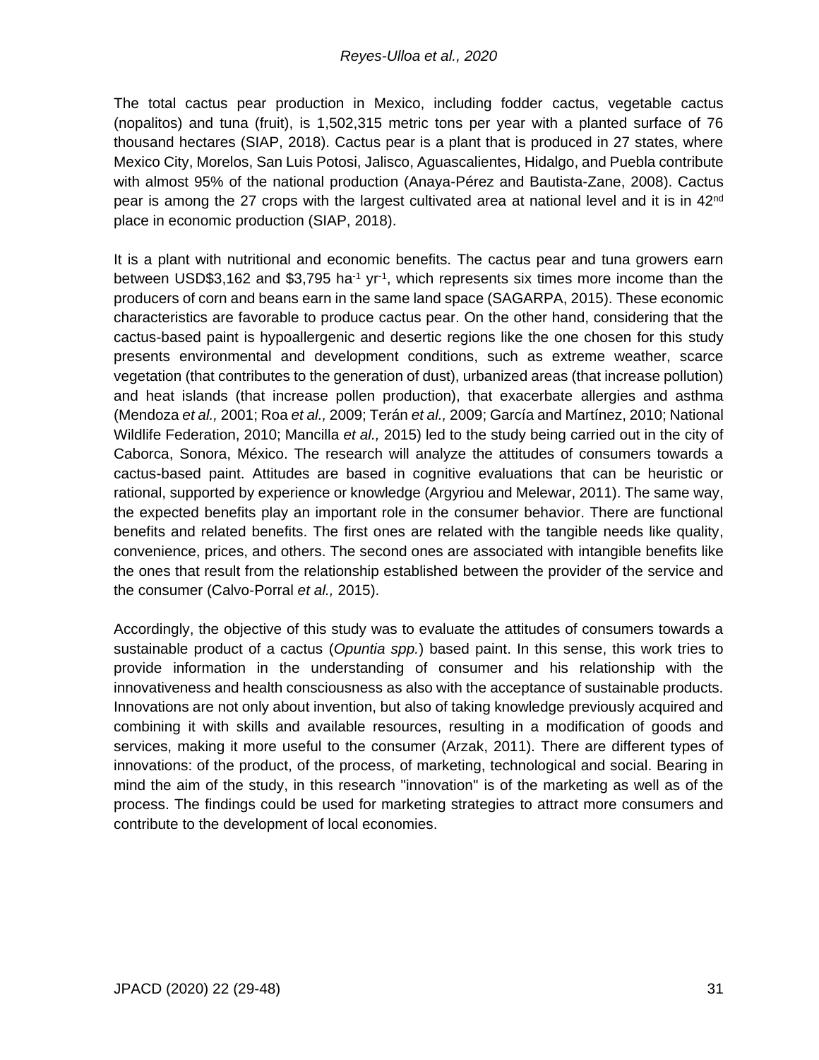The total cactus pear production in Mexico, including fodder cactus, vegetable cactus (nopalitos) and tuna (fruit), is 1,502,315 metric tons per year with a planted surface of 76 thousand hectares (SIAP, 2018). Cactus pear is a plant that is produced in 27 states, where Mexico City, Morelos, San Luis Potosi, Jalisco, Aguascalientes, Hidalgo, and Puebla contribute with almost 95% of the national production (Anaya-Pérez and Bautista-Zane, 2008). Cactus pear is among the 27 crops with the largest cultivated area at national level and it is in 42nd place in economic production (SIAP, 2018).

It is a plant with nutritional and economic benefits. The cactus pear and tuna growers earn between USD$3,162 and $3,795 $ha^{-1}$ $yr^{-1}$, which represents six times more income than the producers of corn and beans earn in the same land space (SAGARPA, 2015). These economic characteristics are favorable to produce cactus pear. On the other hand, considering that the cactus-based paint is hypoallergenic and desertic regions like the one chosen for this study presents environmental and development conditions, such as extreme weather, scarce vegetation (that contributes to the generation of dust), urbanized areas (that increase pollution) and heat islands (that increase pollen production), that exacerbate allergies and asthma (Mendoza *et al.,* 2001; Roa *et al.,* 2009; Terán *et al.,* 2009; García and Martínez, 2010; National Wildlife Federation, 2010; Mancilla *et al.,* 2015) led to the study being carried out in the city of Caborca, Sonora, México. The research will analyze the attitudes of consumers towards a cactus-based paint. Attitudes are based in cognitive evaluations that can be heuristic or rational, supported by experience or knowledge (Argyriou and Melewar, 2011). The same way, the expected benefits play an important role in the consumer behavior. There are functional benefits and related benefits. The first ones are related with the tangible needs like quality, convenience, prices, and others. The second ones are associated with intangible benefits like the ones that result from the relationship established between the provider of the service and the consumer (Calvo-Porral *et al.,* 2015).

Accordingly, the objective of this study was to evaluate the attitudes of consumers towards a sustainable product of a cactus (*Opuntia spp.*) based paint. In this sense, this work tries to provide information in the understanding of consumer and his relationship with the innovativeness and health consciousness as also with the acceptance of sustainable products. Innovations are not only about invention, but also of taking knowledge previously acquired and combining it with skills and available resources, resulting in a modification of goods and services, making it more useful to the consumer (Arzak, 2011). There are different types of innovations: of the product, of the process, of marketing, technological and social. Bearing in mind the aim of the study, in this research "innovation" is of the marketing as well as of the process. The findings could be used for marketing strategies to attract more consumers and contribute to the development of local economies.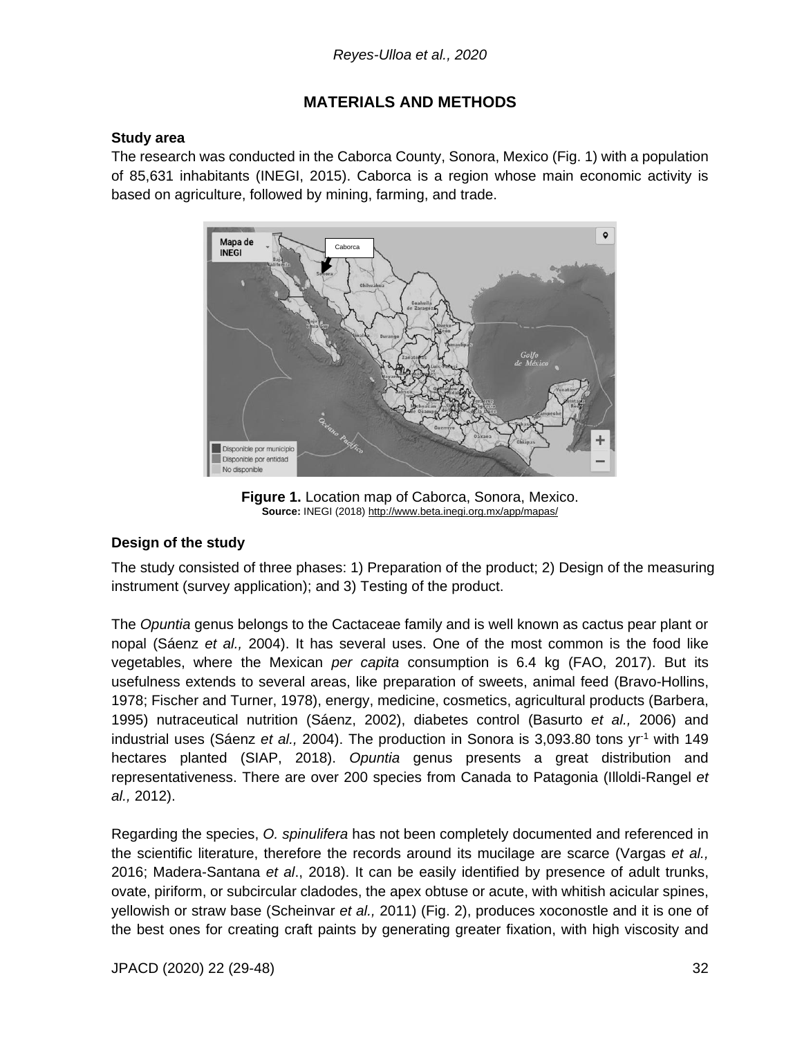## MATERIALS AND METHODS

### Study area

The research was conducted in the Caborca County, Sonora, Mexico (Fig. 1) with a population of 85,631 inhabitants (INEGI, 2015). Caborca is a region whose main economic activity is based on agriculture, followed by mining, farming, and trade.

**Figure 1.** Location map of Caborca, Sonora, Mexico.
**Source:** INEGI (2018) http://www.beta.inegi.org.mx/app/mapas/

### Design of the study

The study consisted of three phases: 1) Preparation of the product; 2) Design of the measuring instrument (survey application); and 3) Testing of the product.

The *Opuntia* genus belongs to the Cactaceae family and is well known as cactus pear plant or nopal (Sáenz *et al.,* 2004). It has several uses. One of the most common is the food like vegetables, where the Mexican *per capita* consumption is 6.4 kg (FAO, 2017). But its usefulness extends to several areas, like preparation of sweets, animal feed (Bravo-Hollins, 1978; Fischer and Turner, 1978), energy, medicine, cosmetics, agricultural products (Barbera, 1995) nutraceutical nutrition (Sáenz, 2002), diabetes control (Basurto *et al.,* 2006) and industrial uses (Sáenz *et al.,* 2004). The production in Sonora is 3,093.80 tons $yr^{-1}$ with 149 hectares planted (SIAP, 2018). *Opuntia* genus presents a great distribution and representativeness. There are over 200 species from Canada to Patagonia (Illoldi-Rangel *et al.,* 2012).

Regarding the species, *O. spinulifera* has not been completely documented and referenced in the scientific literature, therefore the records around its mucilage are scarce (Vargas *et al.,* 2016; Madera-Santana *et al*., 2018). It can be easily identified by presence of adult trunks, ovate, piriform, or subcircular cladodes, the apex obtuse or acute, with whitish acicular spines, yellowish or straw base (Scheinvar *et al.,* 2011) (Fig. 2), produces xoconostle and it is one of the best ones for creating craft paints by generating greater fixation, with high viscosity and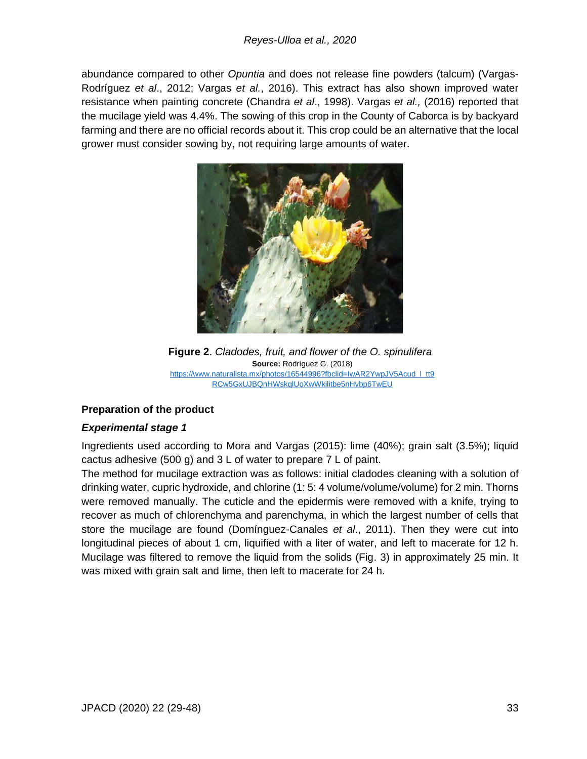abundance compared to other *Opuntia* and does not release fine powders (talcum) (Vargas-Rodríguez *et al*., 2012; Vargas *et al.*, 2016). This extract has also shown improved water resistance when painting concrete (Chandra *et al*., 1998). Vargas *et al.,* (2016) reported that the mucilage yield was 4.4%. The sowing of this crop in the County of Caborca is by backyard farming and there are no official records about it. This crop could be an alternative that the local grower must consider sowing by, not requiring large amounts of water.

**Figure 2**. *Cladodes, fruit, and flower of the O. spinulifera*
**Source:** Rodríguez G. (2018)
https://www.naturalista.mx/photos/16544996?fbclid=IwAR2YwpJV5Acud_l_tt9RCw5GxUJBQnHWskqlUoXwWkilitbe5nHvbp6TwEU

### Preparation of the product

#### *Experimental stage 1*

Ingredients used according to Mora and Vargas (2015): lime (40%); grain salt (3.5%); liquid cactus adhesive (500 g) and 3 L of water to prepare 7 L of paint.

The method for mucilage extraction was as follows: initial cladodes cleaning with a solution of drinking water, cupric hydroxide, and chlorine (1: 5: 4 volume/volume/volume) for 2 min. Thorns were removed manually. The cuticle and the epidermis were removed with a knife, trying to recover as much of chlorenchyma and parenchyma, in which the largest number of cells that store the mucilage are found (Domínguez-Canales *et al*., 2011). Then they were cut into longitudinal pieces of about 1 cm, liquified with a liter of water, and left to macerate for 12 h. Mucilage was filtered to remove the liquid from the solids (Fig. 3) in approximately 25 min. It was mixed with grain salt and lime, then left to macerate for 24 h.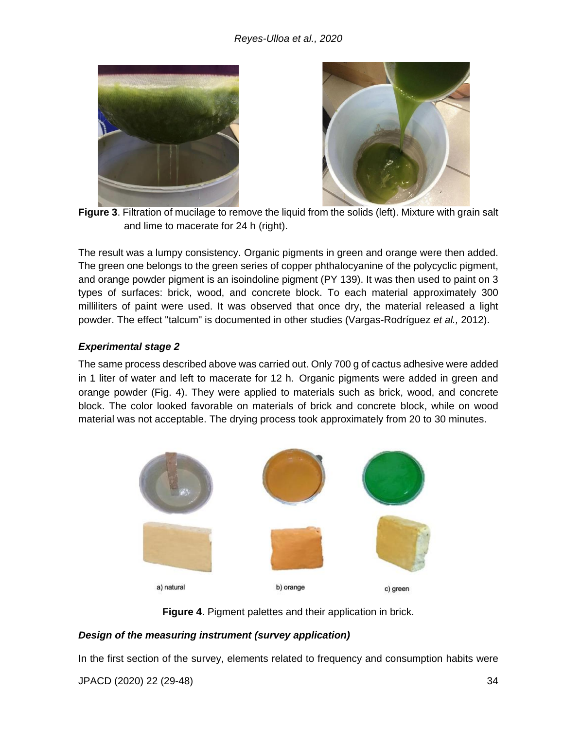**Figure 3**. Filtration of mucilage to remove the liquid from the solids (left). Mixture with grain salt and lime to macerate for 24 h (right).

The result was a lumpy consistency. Organic pigments in green and orange were then added. The green one belongs to the green series of copper phthalocyanine of the polycyclic pigment, and orange powder pigment is an isoindoline pigment (PY 139). It was then used to paint on 3 types of surfaces: brick, wood, and concrete block. To each material approximately 300 milliliters of paint were used. It was observed that once dry, the material released a light powder. The effect "talcum" is documented in other studies (Vargas-Rodríguez *et al.,* 2012).

### *Experimental stage 2*

The same process described above was carried out. Only 700 g of cactus adhesive were added in 1 liter of water and left to macerate for 12 h. Organic pigments were added in green and orange powder (Fig. 4). They were applied to materials such as brick, wood, and concrete block. The color looked favorable on materials of brick and concrete block, while on wood material was not acceptable. The drying process took approximately from 20 to 30 minutes.

a) natural

b) orange

c) green

**Figure 4**. Pigment palettes and their application in brick.

### *Design of the measuring instrument (survey application)*

In the first section of the survey, elements related to frequency and consumption habits were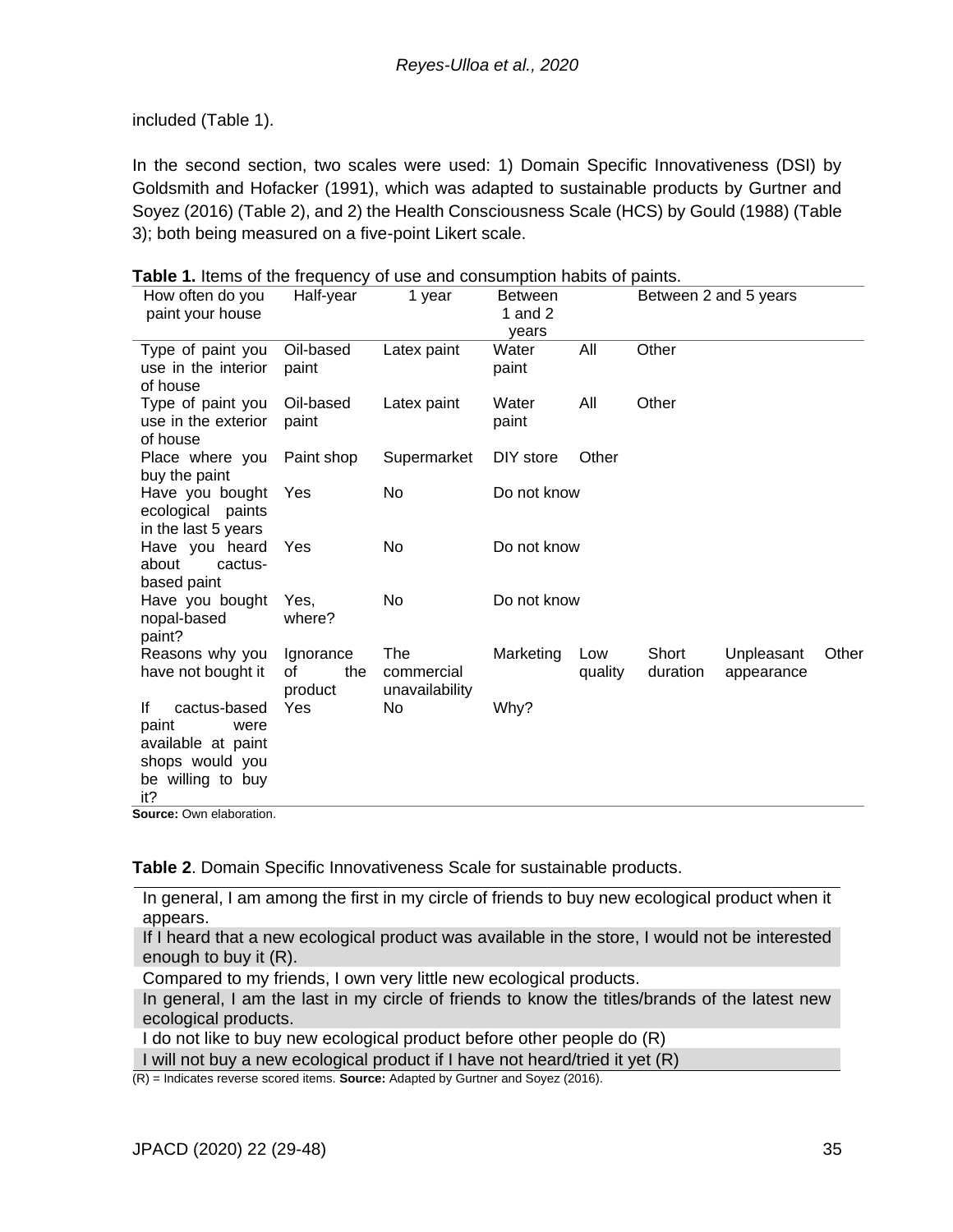included (Table 1).

In the second section, two scales were used: 1) Domain Specific Innovativeness (DSI) by Goldsmith and Hofacker (1991), which was adapted to sustainable products by Gurtner and Soyez (2016) (Table 2), and 2) the Health Consciousness Scale (HCS) by Gould (1988) (Table 3); both being measured on a five-point Likert scale.

**Table 1.** Items of the frequency of use and consumption habits of paints.

| How often do you paint your house | Half-year | 1 year | Between 1 and 2 years | | Between 2 and 5 years | | |
|---|---|---|---|---|---|---|---|
| Type of paint you use in the interior of house | Oil-based paint | Latex paint | Water paint | All | Other | | |
| Type of paint you use in the exterior of house | Oil-based paint | Latex paint | Water paint | All | Other | | |
| Place where you buy the paint | Paint shop | Supermarket | DIY store | Other | | | |
| Have you bought ecological paints in the last 5 years | Yes | No | Do not know | | | | |
| Have you heard about cactus-based paint | Yes | No | Do not know | | | | |
| Have you bought nopal-based paint? | Yes, where? | No | Do not know | | | | |
| Reasons why you have not bought it | Ignorance of the product | The commercial unavailability | Marketing | Low quality | Short duration | Unpleasant appearance | Other |
| If cactus-based paint were available at paint shops would you be willing to buy it? | Yes | No | Why? | | | | |

**Source:** Own elaboration.

**Table 2**. Domain Specific Innovativeness Scale for sustainable products.

| |
|---|
| In general, I am among the first in my circle of friends to buy new ecological product when it appears. |
| If I heard that a new ecological product was available in the store, I would not be interested enough to buy it (R). |
| Compared to my friends, I own very little new ecological products. |
| In general, I am the last in my circle of friends to know the titles/brands of the latest new ecological products. |
| I do not like to buy new ecological product before other people do (R) |
| I will not buy a new ecological product if I have not heard/tried it yet (R) |

(R) = Indicates reverse scored items. **Source:** Adapted by Gurtner and Soyez (2016).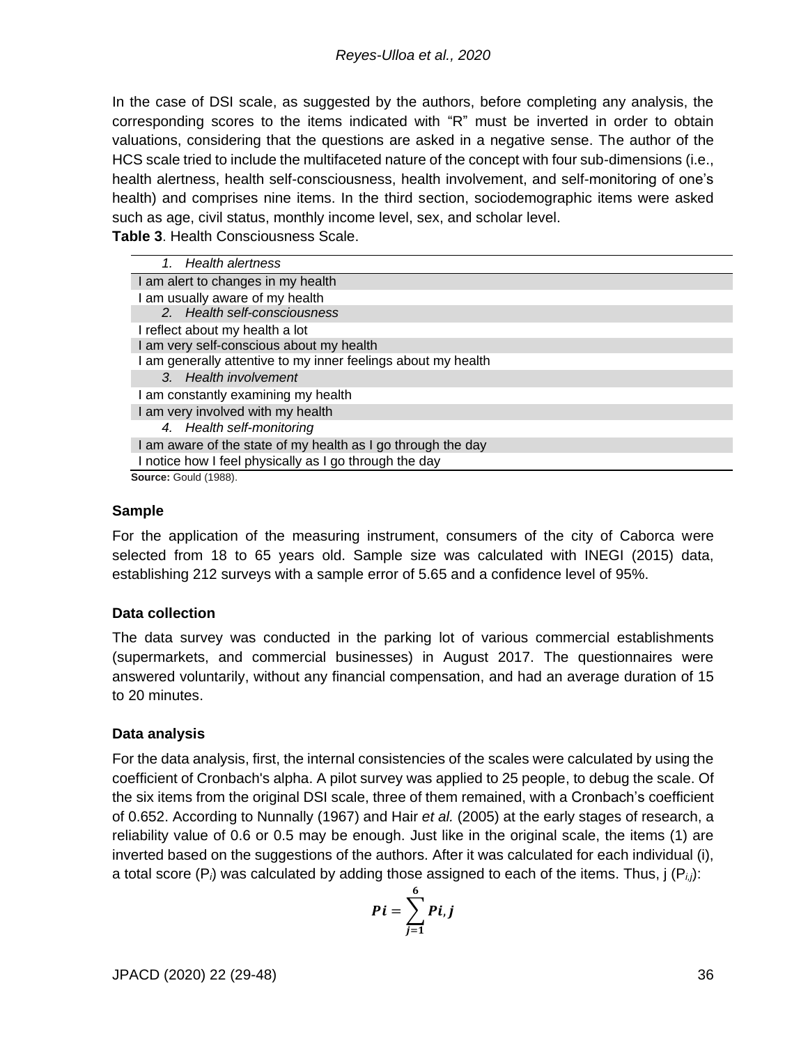In the case of DSI scale, as suggested by the authors, before completing any analysis, the corresponding scores to the items indicated with "R" must be inverted in order to obtain valuations, considering that the questions are asked in a negative sense. The author of the HCS scale tried to include the multifaceted nature of the concept with four sub-dimensions (i.e., health alertness, health self-consciousness, health involvement, and self-monitoring of one's health) and comprises nine items. In the third section, sociodemographic items were asked such as age, civil status, monthly income level, sex, and scholar level.

**Table 3**. Health Consciousness Scale.

| |
|---|
| *1. Health alertness* |
| I am alert to changes in my health |
| I am usually aware of my health |
| *2. Health self-consciousness* |
| I reflect about my health a lot |
| I am very self-conscious about my health |
| I am generally attentive to my inner feelings about my health |
| *3. Health involvement* |
| I am constantly examining my health |
| I am very involved with my health |
| *4. Health self-monitoring* |
| I am aware of the state of my health as I go through the day |
| I notice how I feel physically as I go through the day |

**Source:** Gould (1988).

### Sample

For the application of the measuring instrument, consumers of the city of Caborca were selected from 18 to 65 years old. Sample size was calculated with INEGI (2015) data, establishing 212 surveys with a sample error of 5.65 and a confidence level of 95%.

### Data collection

The data survey was conducted in the parking lot of various commercial establishments (supermarkets, and commercial businesses) in August 2017. The questionnaires were answered voluntarily, without any financial compensation, and had an average duration of 15 to 20 minutes.

### Data analysis

For the data analysis, first, the internal consistencies of the scales were calculated by using the coefficient of Cronbach's alpha. A pilot survey was applied to 25 people, to debug the scale. Of the six items from the original DSI scale, three of them remained, with a Cronbach's coefficient of 0.652. According to Nunnally (1967) and Hair *et al.* (2005) at the early stages of research, a reliability value of 0.6 or 0.5 may be enough. Just like in the original scale, the items (1) are inverted based on the suggestions of the authors. After it was calculated for each individual (i), a total score ($P_i$) was calculated by adding those assigned to each of the items. Thus, j ($P_{i,j}$):

$$\boldsymbol{Pi} = \sum_{j=1}^{6} \boldsymbol{Pi,j}$$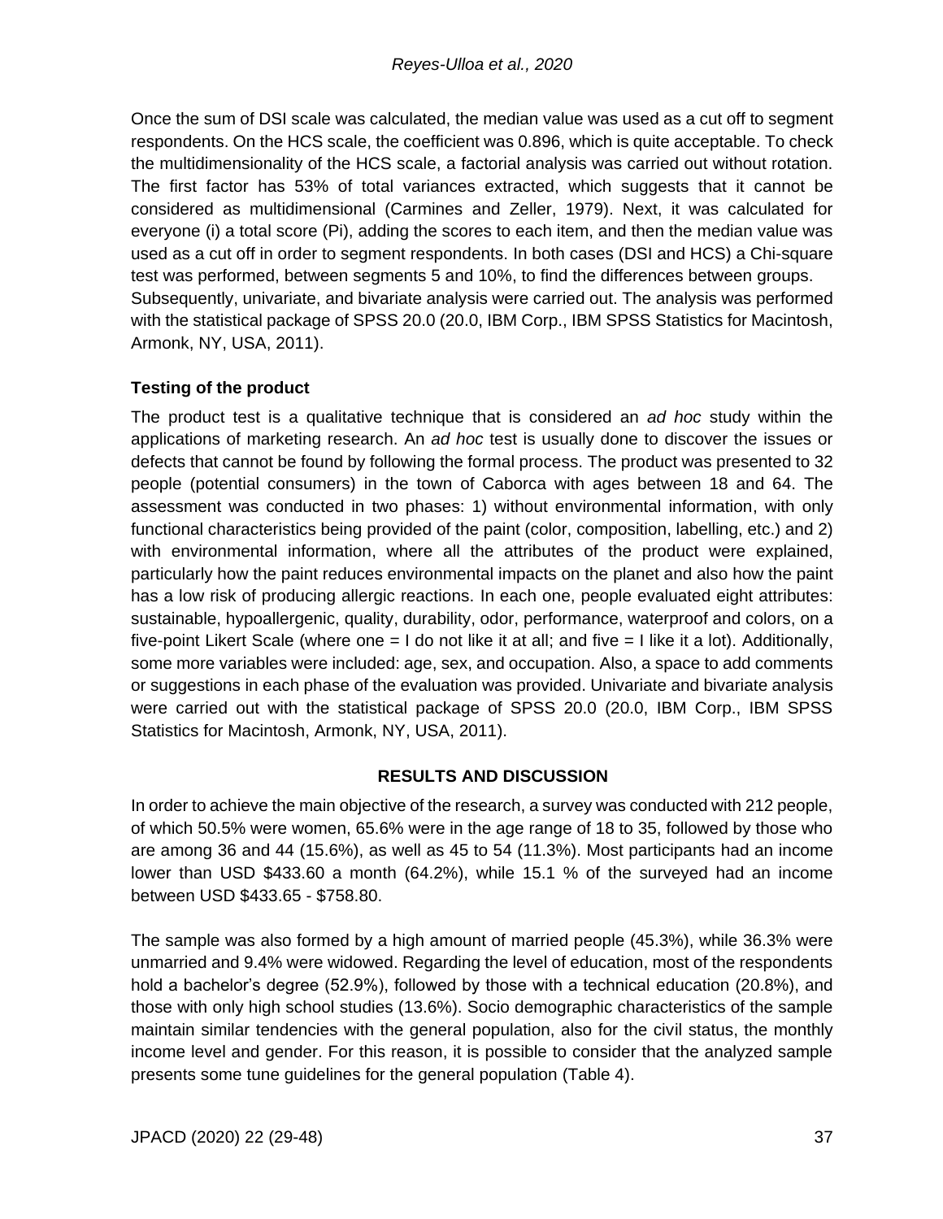Once the sum of DSI scale was calculated, the median value was used as a cut off to segment respondents. On the HCS scale, the coefficient was 0.896, which is quite acceptable. To check the multidimensionality of the HCS scale, a factorial analysis was carried out without rotation. The first factor has 53% of total variances extracted, which suggests that it cannot be considered as multidimensional (Carmines and Zeller, 1979). Next, it was calculated for everyone (i) a total score (Pi), adding the scores to each item, and then the median value was used as a cut off in order to segment respondents. In both cases (DSI and HCS) a Chi-square test was performed, between segments 5 and 10%, to find the differences between groups. Subsequently, univariate, and bivariate analysis were carried out. The analysis was performed with the statistical package of SPSS 20.0 (20.0, IBM Corp., IBM SPSS Statistics for Macintosh, Armonk, NY, USA, 2011).

### Testing of the product

The product test is a qualitative technique that is considered an *ad hoc* study within the applications of marketing research. An *ad hoc* test is usually done to discover the issues or defects that cannot be found by following the formal process. The product was presented to 32 people (potential consumers) in the town of Caborca with ages between 18 and 64. The assessment was conducted in two phases: 1) without environmental information, with only functional characteristics being provided of the paint (color, composition, labelling, etc.) and 2) with environmental information, where all the attributes of the product were explained, particularly how the paint reduces environmental impacts on the planet and also how the paint has a low risk of producing allergic reactions. In each one, people evaluated eight attributes: sustainable, hypoallergenic, quality, durability, odor, performance, waterproof and colors, on a five-point Likert Scale (where one = I do not like it at all; and five = I like it a lot). Additionally, some more variables were included: age, sex, and occupation. Also, a space to add comments or suggestions in each phase of the evaluation was provided. Univariate and bivariate analysis were carried out with the statistical package of SPSS 20.0 (20.0, IBM Corp., IBM SPSS Statistics for Macintosh, Armonk, NY, USA, 2011).

## RESULTS AND DISCUSSION

In order to achieve the main objective of the research, a survey was conducted with 212 people, of which 50.5% were women, 65.6% were in the age range of 18 to 35, followed by those who are among 36 and 44 (15.6%), as well as 45 to 54 (11.3%). Most participants had an income lower than USD \$433.60 a month (64.2%), while 15.1 % of the surveyed had an income between USD \$433.65 - \$758.80.

The sample was also formed by a high amount of married people (45.3%), while 36.3% were unmarried and 9.4% were widowed. Regarding the level of education, most of the respondents hold a bachelor's degree (52.9%), followed by those with a technical education (20.8%), and those with only high school studies (13.6%). Socio demographic characteristics of the sample maintain similar tendencies with the general population, also for the civil status, the monthly income level and gender. For this reason, it is possible to consider that the analyzed sample presents some tune guidelines for the general population (Table 4).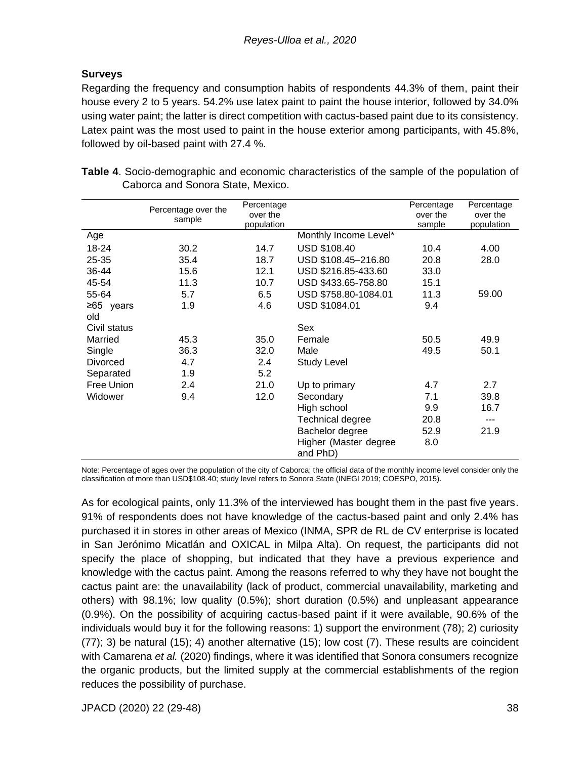**Surveys**

Regarding the frequency and consumption habits of respondents 44.3% of them, paint their house every 2 to 5 years. 54.2% use latex paint to paint the house interior, followed by 34.0% using water paint; the latter is direct competition with cactus-based paint due to its consistency. Latex paint was the most used to paint in the house exterior among participants, with 45.8%, followed by oil-based paint with 27.4 %.

**Table 4**. Socio-demographic and economic characteristics of the sample of the population of Caborca and Sonora State, Mexico.

| | Percentage over the sample | Percentage over the population | | Percentage over the sample | Percentage over the population |
|---|---|---|---|---|---|
| Age | | | Monthly Income Level* | | |
| 18-24 | 30.2 | 14.7 | USD $108.40 | 10.4 | 4.00 |
| 25-35 | 35.4 | 18.7 | USD $108.45–216.80 | 20.8 | 28.0 |
| 36-44 | 15.6 | 12.1 | USD $216.85-433.60 | 33.0 | |
| 45-54 | 11.3 | 10.7 | USD $433.65-758.80 | 15.1 | |
| 55-64 | 5.7 | 6.5 | USD $758.80-1084.01 | 11.3 | 59.00 |
| ≥65 years old | 1.9 | 4.6 | USD $1084.01 | 9.4 | |
| Civil status | | | Sex | | |
| Married | 45.3 | 35.0 | Female | 50.5 | 49.9 |
| Single | 36.3 | 32.0 | Male | 49.5 | 50.1 |
| Divorced | 4.7 | 2.4 | Study Level | | |
| Separated | 1.9 | 5.2 | | | |
| Free Union | 2.4 | 21.0 | Up to primary | 4.7 | 2.7 |
| Widower | 9.4 | 12.0 | Secondary | 7.1 | 39.8 |
| | | | High school | 9.9 | 16.7 |
| | | | Technical degree | 20.8 | --- |
| | | | Bachelor degree | 52.9 | 21.9 |
| | | | Higher (Master degree and PhD) | 8.0 | |

Note: Percentage of ages over the population of the city of Caborca; the official data of the monthly income level consider only the classification of more than USD$108.40; study level refers to Sonora State (INEGI 2019; COESPO, 2015).

As for ecological paints, only 11.3% of the interviewed has bought them in the past five years. 91% of respondents does not have knowledge of the cactus-based paint and only 2.4% has purchased it in stores in other areas of Mexico (INMA, SPR de RL de CV enterprise is located in San Jerónimo Micatlán and OXICAL in Milpa Alta). On request, the participants did not specify the place of shopping, but indicated that they have a previous experience and knowledge with the cactus paint. Among the reasons referred to why they have not bought the cactus paint are: the unavailability (lack of product, commercial unavailability, marketing and others) with 98.1%; low quality (0.5%); short duration (0.5%) and unpleasant appearance (0.9%). On the possibility of acquiring cactus-based paint if it were available, 90.6% of the individuals would buy it for the following reasons: 1) support the environment (78); 2) curiosity (77); 3) be natural (15); 4) another alternative (15); low cost (7). These results are coincident with Camarena *et al.* (2020) findings, where it was identified that Sonora consumers recognize the organic products, but the limited supply at the commercial establishments of the region reduces the possibility of purchase.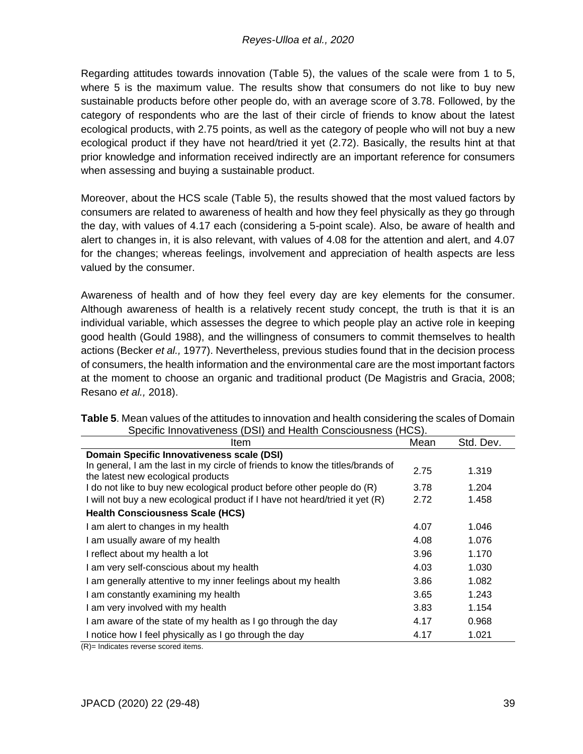Regarding attitudes towards innovation (Table 5), the values of the scale were from 1 to 5, where 5 is the maximum value. The results show that consumers do not like to buy new sustainable products before other people do, with an average score of 3.78. Followed, by the category of respondents who are the last of their circle of friends to know about the latest ecological products, with 2.75 points, as well as the category of people who will not buy a new ecological product if they have not heard/tried it yet (2.72). Basically, the results hint at that prior knowledge and information received indirectly are an important reference for consumers when assessing and buying a sustainable product.

Moreover, about the HCS scale (Table 5), the results showed that the most valued factors by consumers are related to awareness of health and how they feel physically as they go through the day, with values of 4.17 each (considering a 5-point scale). Also, be aware of health and alert to changes in, it is also relevant, with values of 4.08 for the attention and alert, and 4.07 for the changes; whereas feelings, involvement and appreciation of health aspects are less valued by the consumer.

Awareness of health and of how they feel every day are key elements for the consumer. Although awareness of health is a relatively recent study concept, the truth is that it is an individual variable, which assesses the degree to which people play an active role in keeping good health (Gould 1988), and the willingness of consumers to commit themselves to health actions (Becker *et al.,* 1977). Nevertheless, previous studies found that in the decision process of consumers, the health information and the environmental care are the most important factors at the moment to choose an organic and traditional product (De Magistris and Gracia, 2008; Resano *et al.,* 2018).

**Table 5**. Mean values of the attitudes to innovation and health considering the scales of Domain Specific Innovativeness (DSI) and Health Consciousness (HCS).

| Item | Mean | Std. Dev. |
|---|---|---|
| **Domain Specific Innovativeness scale (DSI)** | | |
| In general, I am the last in my circle of friends to know the titles/brands of the latest new ecological products | 2.75 | 1.319 |
| I do not like to buy new ecological product before other people do (R) | 3.78 | 1.204 |
| I will not buy a new ecological product if I have not heard/tried it yet (R) | 2.72 | 1.458 |
| **Health Consciousness Scale (HCS)** | | |
| I am alert to changes in my health | 4.07 | 1.046 |
| I am usually aware of my health | 4.08 | 1.076 |
| I reflect about my health a lot | 3.96 | 1.170 |
| I am very self-conscious about my health | 4.03 | 1.030 |
| I am generally attentive to my inner feelings about my health | 3.86 | 1.082 |
| I am constantly examining my health | 3.65 | 1.243 |
| I am very involved with my health | 3.83 | 1.154 |
| I am aware of the state of my health as I go through the day | 4.17 | 0.968 |
| I notice how I feel physically as I go through the day | 4.17 | 1.021 |

(R)= Indicates reverse scored items.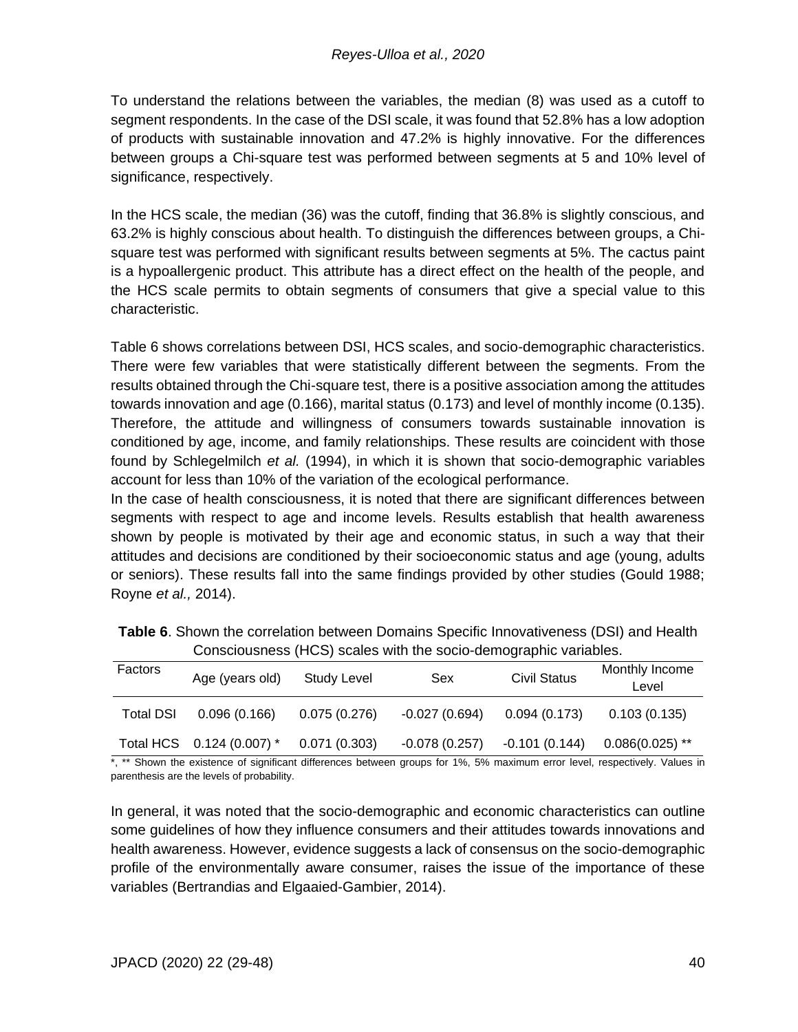To understand the relations between the variables, the median (8) was used as a cutoff to segment respondents. In the case of the DSI scale, it was found that 52.8% has a low adoption of products with sustainable innovation and 47.2% is highly innovative. For the differences between groups a Chi-square test was performed between segments at 5 and 10% level of significance, respectively.

In the HCS scale, the median (36) was the cutoff, finding that 36.8% is slightly conscious, and 63.2% is highly conscious about health. To distinguish the differences between groups, a Chi-square test was performed with significant results between segments at 5%. The cactus paint is a hypoallergenic product. This attribute has a direct effect on the health of the people, and the HCS scale permits to obtain segments of consumers that give a special value to this characteristic.

Table 6 shows correlations between DSI, HCS scales, and socio-demographic characteristics. There were few variables that were statistically different between the segments. From the results obtained through the Chi-square test, there is a positive association among the attitudes towards innovation and age (0.166), marital status (0.173) and level of monthly income (0.135). Therefore, the attitude and willingness of consumers towards sustainable innovation is conditioned by age, income, and family relationships. These results are coincident with those found by Schlegelmilch *et al.* (1994), in which it is shown that socio-demographic variables account for less than 10% of the variation of the ecological performance.

In the case of health consciousness, it is noted that there are significant differences between segments with respect to age and income levels. Results establish that health awareness shown by people is motivated by their age and economic status, in such a way that their attitudes and decisions are conditioned by their socioeconomic status and age (young, adults or seniors). These results fall into the same findings provided by other studies (Gould 1988; Royne *et al.,* 2014).

**Table 6**. Shown the correlation between Domains Specific Innovativeness (DSI) and Health Consciousness (HCS) scales with the socio-demographic variables.

| Factors | Age (years old) | Study Level | Sex | Civil Status | Monthly Income Level |
|---|---|---|---|---|---|
| Total DSI | 0.096 (0.166) | 0.075 (0.276) | -0.027 (0.694) | 0.094 (0.173) | 0.103 (0.135) |
| Total HCS | 0.124 (0.007) * | 0.071 (0.303) | -0.078 (0.257) | -0.101 (0.144) | 0.086(0.025) ** |

*, ** Shown the existence of significant differences between groups for 1%, 5% maximum error level, respectively. Values in parenthesis are the levels of probability.

In general, it was noted that the socio-demographic and economic characteristics can outline some guidelines of how they influence consumers and their attitudes towards innovations and health awareness. However, evidence suggests a lack of consensus on the socio-demographic profile of the environmentally aware consumer, raises the issue of the importance of these variables (Bertrandias and Elgaaied-Gambier, 2014).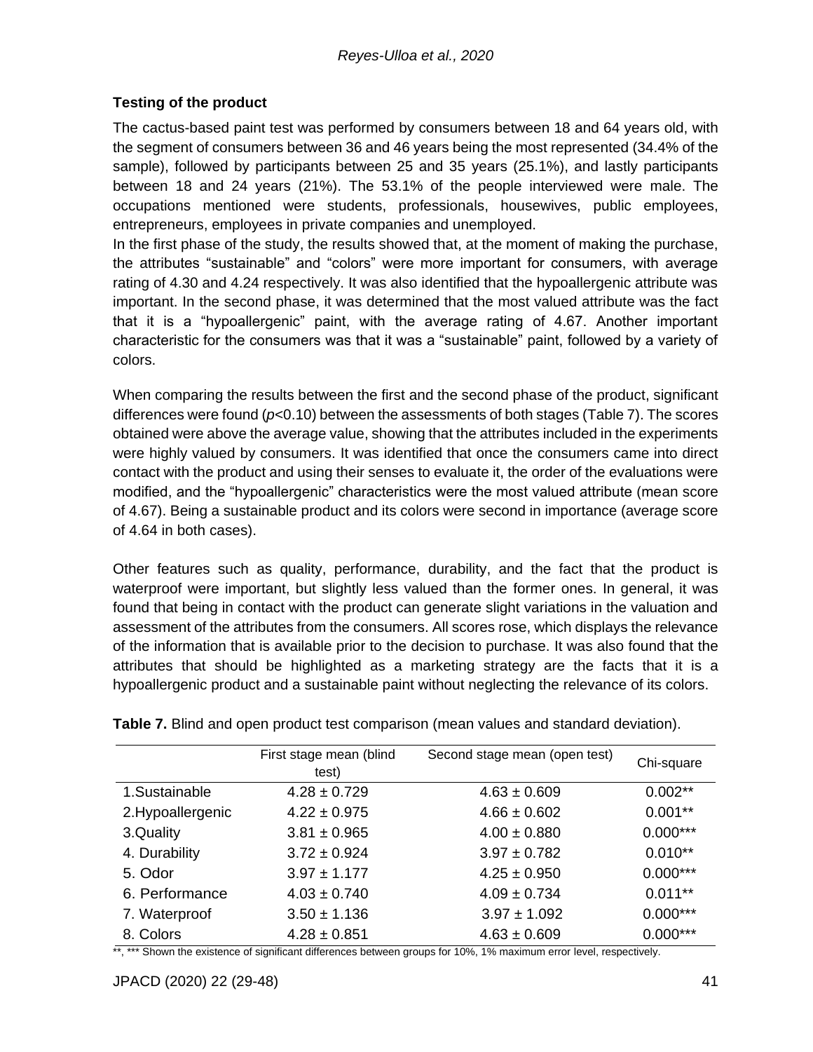**Testing of the product**

The cactus-based paint test was performed by consumers between 18 and 64 years old, with the segment of consumers between 36 and 46 years being the most represented (34.4% of the sample), followed by participants between 25 and 35 years (25.1%), and lastly participants between 18 and 24 years (21%). The 53.1% of the people interviewed were male. The occupations mentioned were students, professionals, housewives, public employees, entrepreneurs, employees in private companies and unemployed.

In the first phase of the study, the results showed that, at the moment of making the purchase, the attributes "sustainable" and "colors" were more important for consumers, with average rating of 4.30 and 4.24 respectively. It was also identified that the hypoallergenic attribute was important. In the second phase, it was determined that the most valued attribute was the fact that it is a "hypoallergenic" paint, with the average rating of 4.67. Another important characteristic for the consumers was that it was a "sustainable" paint, followed by a variety of colors.

When comparing the results between the first and the second phase of the product, significant differences were found ($p<0.10$) between the assessments of both stages (Table 7). The scores obtained were above the average value, showing that the attributes included in the experiments were highly valued by consumers. It was identified that once the consumers came into direct contact with the product and using their senses to evaluate it, the order of the evaluations were modified, and the "hypoallergenic" characteristics were the most valued attribute (mean score of 4.67). Being a sustainable product and its colors were second in importance (average score of 4.64 in both cases).

Other features such as quality, performance, durability, and the fact that the product is waterproof were important, but slightly less valued than the former ones. In general, it was found that being in contact with the product can generate slight variations in the valuation and assessment of the attributes from the consumers. All scores rose, which displays the relevance of the information that is available prior to the decision to purchase. It was also found that the attributes that should be highlighted as a marketing strategy are the facts that it is a hypoallergenic product and a sustainable paint without neglecting the relevance of its colors.

**Table 7.** Blind and open product test comparison (mean values and standard deviation).

| | First stage mean (blind test) | Second stage mean (open test) | Chi-square |
|---|---|---|---|
| 1.Sustainable | 4.28 ± 0.729 | 4.63 ± 0.609 | 0.002** |
| 2.Hypoallergenic | 4.22 ± 0.975 | 4.66 ± 0.602 | 0.001** |
| 3.Quality | 3.81 ± 0.965 | 4.00 ± 0.880 | 0.000*** |
| 4. Durability | 3.72 ± 0.924 | 3.97 ± 0.782 | 0.010** |
| 5. Odor | 3.97 ± 1.177 | 4.25 ± 0.950 | 0.000*** |
| 6. Performance | 4.03 ± 0.740 | 4.09 ± 0.734 | 0.011** |
| 7. Waterproof | 3.50 ± 1.136 | 3.97 ± 1.092 | 0.000*** |
| 8. Colors | 4.28 ± 0.851 | 4.63 ± 0.609 | 0.000*** |

**, *** Shown the existence of significant differences between groups for 10%, 1% maximum error level, respectively.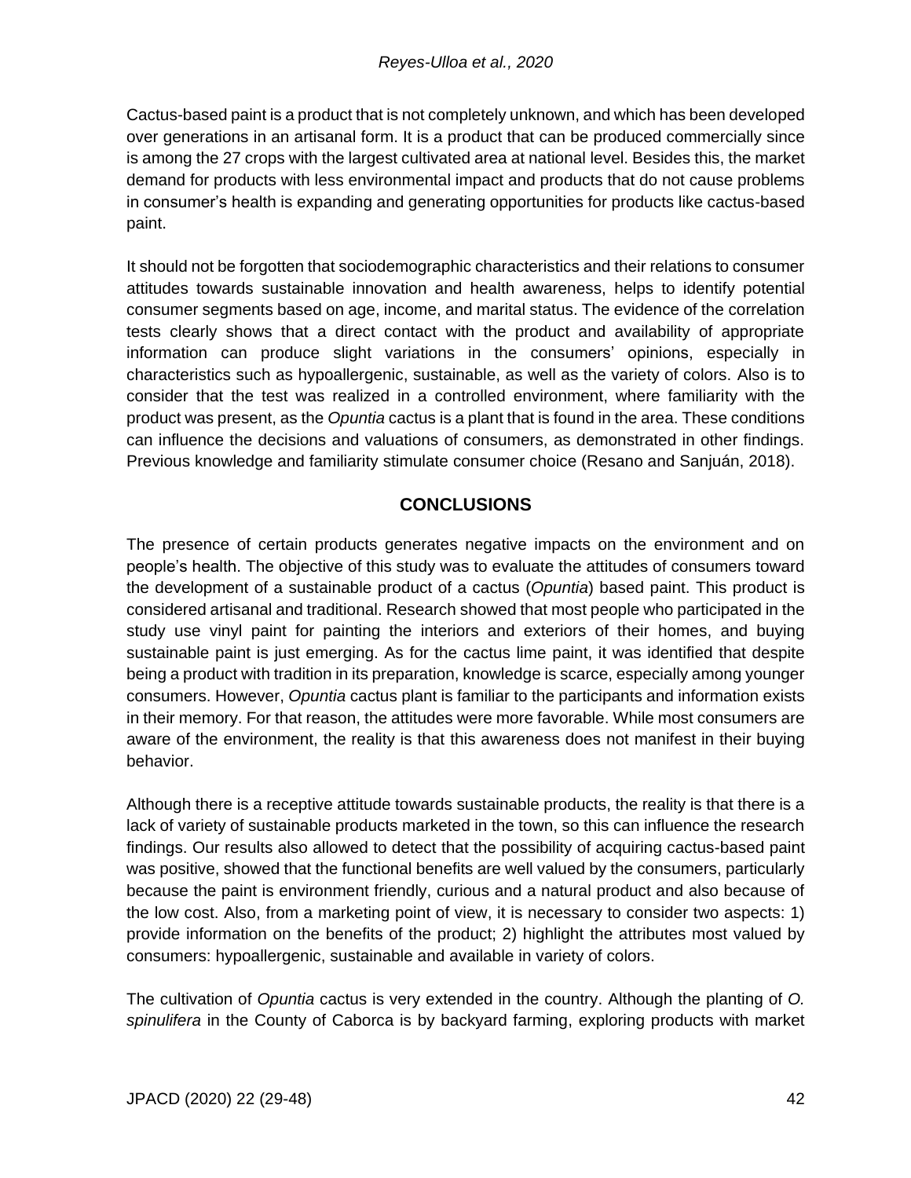Cactus-based paint is a product that is not completely unknown, and which has been developed over generations in an artisanal form. It is a product that can be produced commercially since is among the 27 crops with the largest cultivated area at national level. Besides this, the market demand for products with less environmental impact and products that do not cause problems in consumer's health is expanding and generating opportunities for products like cactus-based paint.

It should not be forgotten that sociodemographic characteristics and their relations to consumer attitudes towards sustainable innovation and health awareness, helps to identify potential consumer segments based on age, income, and marital status. The evidence of the correlation tests clearly shows that a direct contact with the product and availability of appropriate information can produce slight variations in the consumers' opinions, especially in characteristics such as hypoallergenic, sustainable, as well as the variety of colors. Also is to consider that the test was realized in a controlled environment, where familiarity with the product was present, as the *Opuntia* cactus is a plant that is found in the area. These conditions can influence the decisions and valuations of consumers, as demonstrated in other findings. Previous knowledge and familiarity stimulate consumer choice (Resano and Sanjuán, 2018).

## CONCLUSIONS

The presence of certain products generates negative impacts on the environment and on people's health. The objective of this study was to evaluate the attitudes of consumers toward the development of a sustainable product of a cactus (*Opuntia*) based paint. This product is considered artisanal and traditional. Research showed that most people who participated in the study use vinyl paint for painting the interiors and exteriors of their homes, and buying sustainable paint is just emerging. As for the cactus lime paint, it was identified that despite being a product with tradition in its preparation, knowledge is scarce, especially among younger consumers. However, *Opuntia* cactus plant is familiar to the participants and information exists in their memory. For that reason, the attitudes were more favorable. While most consumers are aware of the environment, the reality is that this awareness does not manifest in their buying behavior.

Although there is a receptive attitude towards sustainable products, the reality is that there is a lack of variety of sustainable products marketed in the town, so this can influence the research findings. Our results also allowed to detect that the possibility of acquiring cactus-based paint was positive, showed that the functional benefits are well valued by the consumers, particularly because the paint is environment friendly, curious and a natural product and also because of the low cost. Also, from a marketing point of view, it is necessary to consider two aspects: 1) provide information on the benefits of the product; 2) highlight the attributes most valued by consumers: hypoallergenic, sustainable and available in variety of colors.

The cultivation of *Opuntia* cactus is very extended in the country. Although the planting of *O. spinulifera* in the County of Caborca is by backyard farming, exploring products with market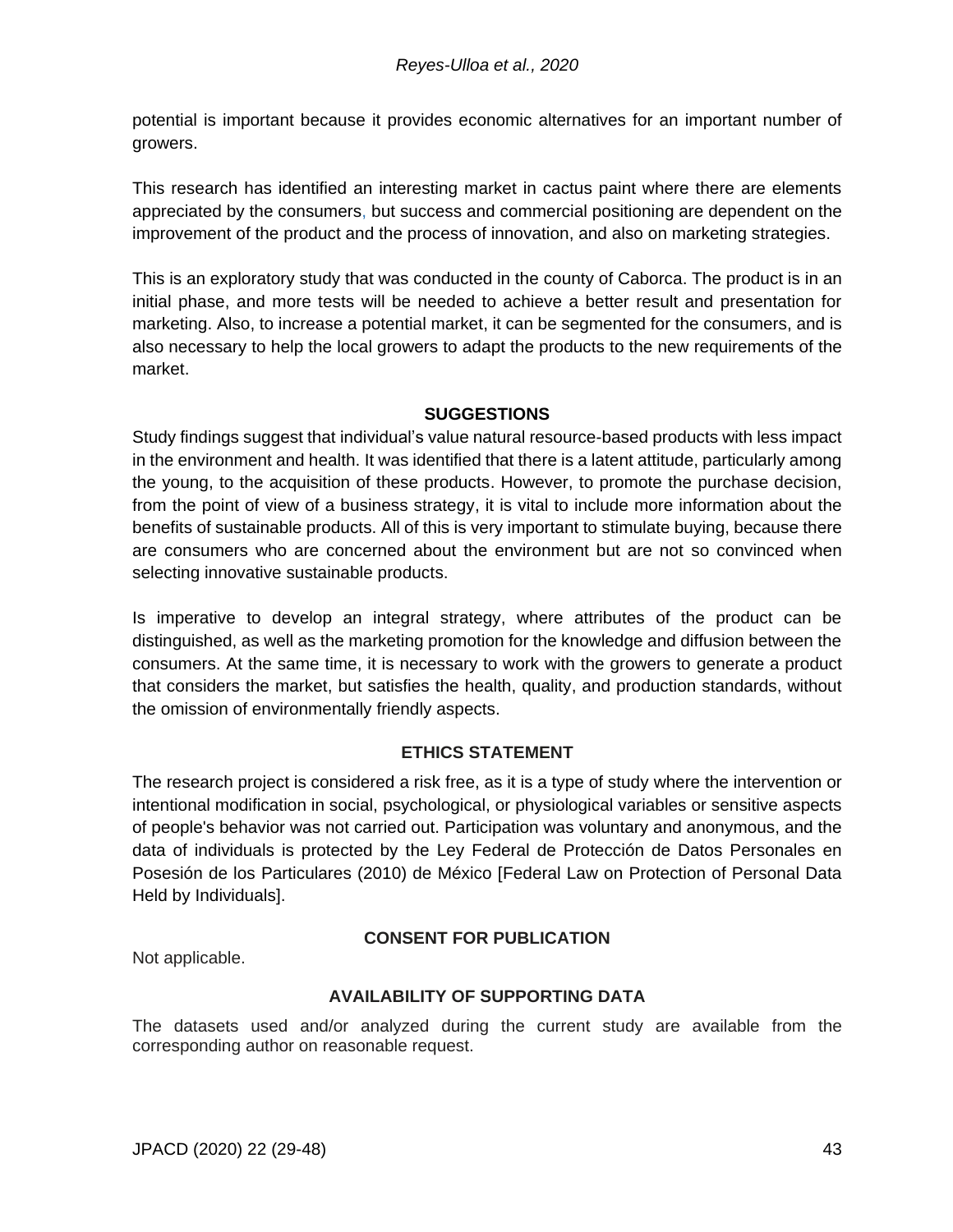potential is important because it provides economic alternatives for an important number of growers.

This research has identified an interesting market in cactus paint where there are elements appreciated by the consumers, but success and commercial positioning are dependent on the improvement of the product and the process of innovation, and also on marketing strategies.

This is an exploratory study that was conducted in the county of Caborca. The product is in an initial phase, and more tests will be needed to achieve a better result and presentation for marketing. Also, to increase a potential market, it can be segmented for the consumers, and is also necessary to help the local growers to adapt the products to the new requirements of the market.

## SUGGESTIONS

Study findings suggest that individual's value natural resource-based products with less impact in the environment and health. It was identified that there is a latent attitude, particularly among the young, to the acquisition of these products. However, to promote the purchase decision, from the point of view of a business strategy, it is vital to include more information about the benefits of sustainable products. All of this is very important to stimulate buying, because there are consumers who are concerned about the environment but are not so convinced when selecting innovative sustainable products.

Is imperative to develop an integral strategy, where attributes of the product can be distinguished, as well as the marketing promotion for the knowledge and diffusion between the consumers. At the same time, it is necessary to work with the growers to generate a product that considers the market, but satisfies the health, quality, and production standards, without the omission of environmentally friendly aspects.

## ETHICS STATEMENT

The research project is considered a risk free, as it is a type of study where the intervention or intentional modification in social, psychological, or physiological variables or sensitive aspects of people's behavior was not carried out. Participation was voluntary and anonymous, and the data of individuals is protected by the Ley Federal de Protección de Datos Personales en Posesión de los Particulares (2010) de México [Federal Law on Protection of Personal Data Held by Individuals].

## CONSENT FOR PUBLICATION

Not applicable.

## AVAILABILITY OF SUPPORTING DATA

The datasets used and/or analyzed during the current study are available from the corresponding author on reasonable request.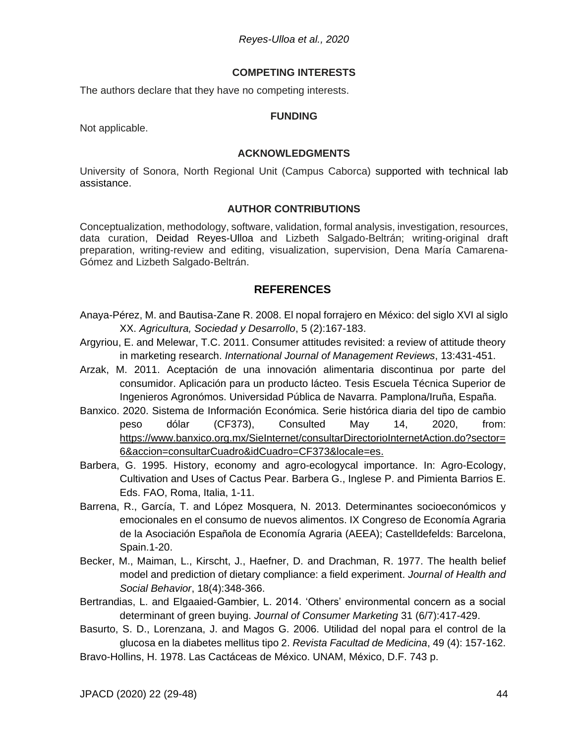## COMPETING INTERESTS

The authors declare that they have no competing interests.

## FUNDING

Not applicable.

## ACKNOWLEDGMENTS

University of Sonora, North Regional Unit (Campus Caborca) supported with technical lab assistance.

## AUTHOR CONTRIBUTIONS

Conceptualization, methodology, software, validation, formal analysis, investigation, resources, data curation, Deidad Reyes-Ulloa and Lizbeth Salgado-Beltrán; writing-original draft preparation, writing-review and editing, visualization, supervision, Dena María Camarena-Gómez and Lizbeth Salgado-Beltrán.

# REFERENCES

Anaya-Pérez, M. and Bautisa-Zane R. 2008. El nopal forrajero en México: del siglo XVI al siglo XX. *Agricultura, Sociedad y Desarrollo*, 5 (2):167-183.

Argyriou, E. and Melewar, T.C. 2011. Consumer attitudes revisited: a review of attitude theory in marketing research. *International Journal of Management Reviews*, 13:431-451.

Arzak, M. 2011. Aceptación de una innovación alimentaria discontinua por parte del consumidor. Aplicación para un producto lácteo. Tesis Escuela Técnica Superior de Ingenieros Agronómos. Universidad Pública de Navarra. Pamplona/Iruña, España.

Banxico. 2020. Sistema de Información Económica. Serie histórica diaria del tipo de cambio peso dólar (CF373), Consulted May 14, 2020, from: https://www.banxico.org.mx/SieInternet/consultarDirectorioInternetAction.do?sector=6&accion=consultarCuadro&idCuadro=CF373&locale=es.

Barbera, G. 1995. History, economy and agro-ecologycal importance. In: Agro-Ecology, Cultivation and Uses of Cactus Pear. Barbera G., Inglese P. and Pimienta Barrios E. Eds. FAO, Roma, Italia, 1-11.

Barrena, R., García, T. and López Mosquera, N. 2013. Determinantes socioeconómicos y emocionales en el consumo de nuevos alimentos. IX Congreso de Economía Agraria de la Asociación Española de Economía Agraria (AEEA); Castelldefelds: Barcelona, Spain.1-20.

Becker, M., Maiman, L., Kirscht, J., Haefner, D. and Drachman, R. 1977. The health belief model and prediction of dietary compliance: a field experiment. *Journal of Health and Social Behavior*, 18(4):348-366.

Bertrandias, L. and Elgaaied-Gambier, L. 2014. 'Others' environmental concern as a social determinant of green buying. *Journal of Consumer Marketing* 31 (6/7):417-429.

Basurto, S. D., Lorenzana, J. and Magos G. 2006. Utilidad del nopal para el control de la glucosa en la diabetes mellitus tipo 2. *Revista Facultad de Medicina*, 49 (4): 157-162.

Bravo-Hollins, H. 1978. Las Cactáceas de México. UNAM, México, D.F. 743 p.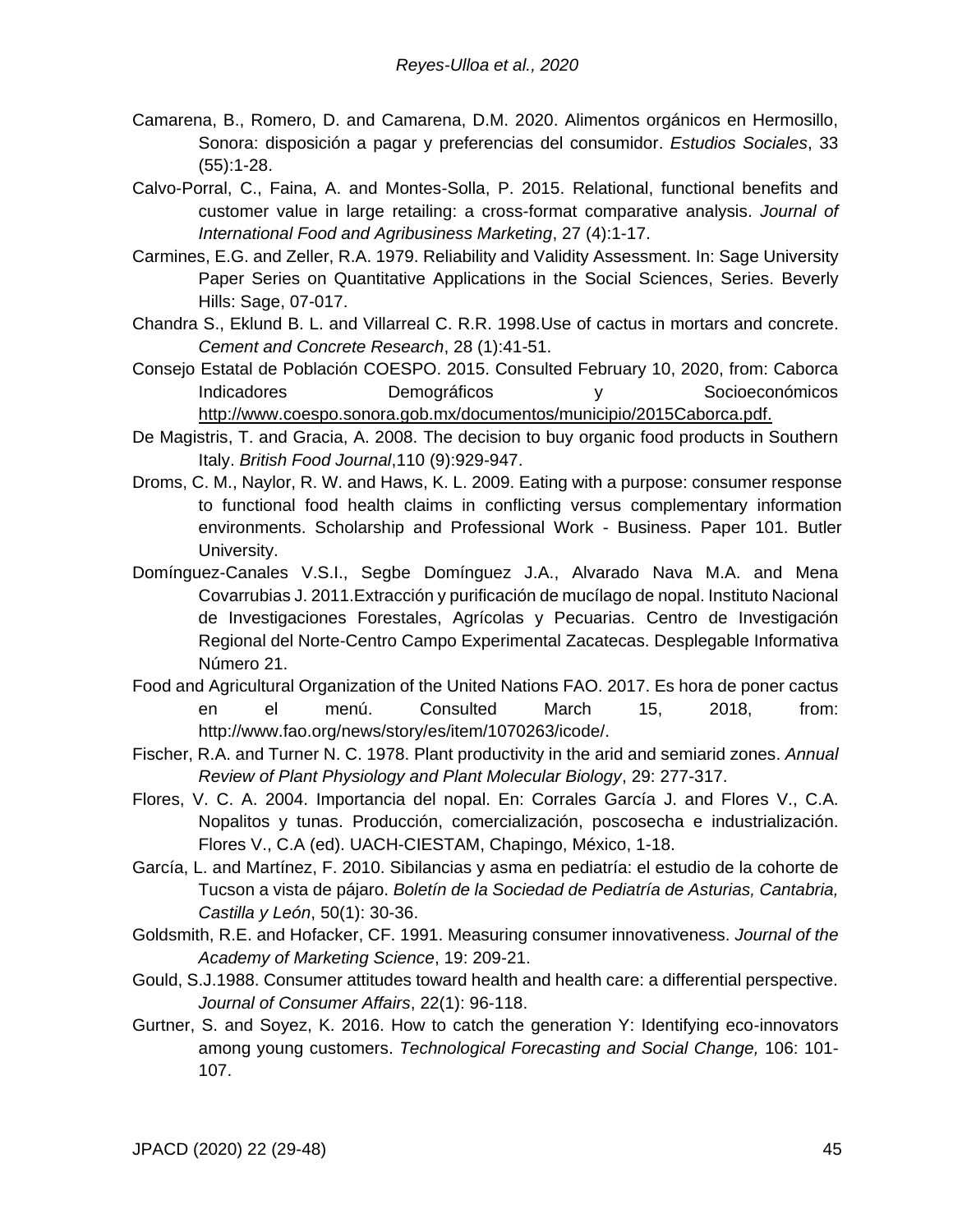Camarena, B., Romero, D. and Camarena, D.M. 2020. Alimentos orgánicos en Hermosillo, Sonora: disposición a pagar y preferencias del consumidor. *Estudios Sociales*, 33 (55):1-28.

Calvo-Porral, C., Faina, A. and Montes-Solla, P. 2015. Relational, functional benefits and customer value in large retailing: a cross-format comparative analysis. *Journal of International Food and Agribusiness Marketing*, 27 (4):1-17.

Carmines, E.G. and Zeller, R.A. 1979. Reliability and Validity Assessment. In: Sage University Paper Series on Quantitative Applications in the Social Sciences, Series. Beverly Hills: Sage, 07-017.

Chandra S., Eklund B. L. and Villarreal C. R.R. 1998.Use of cactus in mortars and concrete. *Cement and Concrete Research*, 28 (1):41-51.

Consejo Estatal de Población COESPO. 2015. Consulted February 10, 2020, from: Caborca Indicadores Demográficos y Socioeconómicos http://www.coespo.sonora.gob.mx/documentos/municipio/2015Caborca.pdf.

De Magistris, T. and Gracia, A. 2008. The decision to buy organic food products in Southern Italy. *British Food Journal*,110 (9):929-947.

Droms, C. M., Naylor, R. W. and Haws, K. L. 2009. Eating with a purpose: consumer response to functional food health claims in conflicting versus complementary information environments. Scholarship and Professional Work - Business. Paper 101. Butler University.

Domínguez-Canales V.S.I., Segbe Domínguez J.A., Alvarado Nava M.A. and Mena Covarrubias J. 2011.Extracción y purificación de mucílago de nopal. Instituto Nacional de Investigaciones Forestales, Agrícolas y Pecuarias. Centro de Investigación Regional del Norte-Centro Campo Experimental Zacatecas. Desplegable Informativa Número 21.

Food and Agricultural Organization of the United Nations FAO. 2017. Es hora de poner cactus en el menú. Consulted March 15, 2018, from: http://www.fao.org/news/story/es/item/1070263/icode/.

Fischer, R.A. and Turner N. C. 1978. Plant productivity in the arid and semiarid zones. *Annual Review of Plant Physiology and Plant Molecular Biology*, 29: 277-317.

Flores, V. C. A. 2004. Importancia del nopal. En: Corrales García J. and Flores V., C.A. Nopalitos y tunas. Producción, comercialización, poscosecha e industrialización. Flores V., C.A (ed). UACH-CIESTAM, Chapingo, México, 1-18.

García, L. and Martínez, F. 2010. Sibilancias y asma en pediatría: el estudio de la cohorte de Tucson a vista de pájaro. *Boletín de la Sociedad de Pediatría de Asturias, Cantabria, Castilla y León*, 50(1): 30-36.

Goldsmith, R.E. and Hofacker, CF. 1991. Measuring consumer innovativeness. *Journal of the Academy of Marketing Science*, 19: 209-21.

Gould, S.J.1988. Consumer attitudes toward health and health care: a differential perspective. *Journal of Consumer Affairs*, 22(1): 96-118.

Gurtner, S. and Soyez, K. 2016. How to catch the generation Y: Identifying eco-innovators among young customers. *Technological Forecasting and Social Change,* 106: 101-107.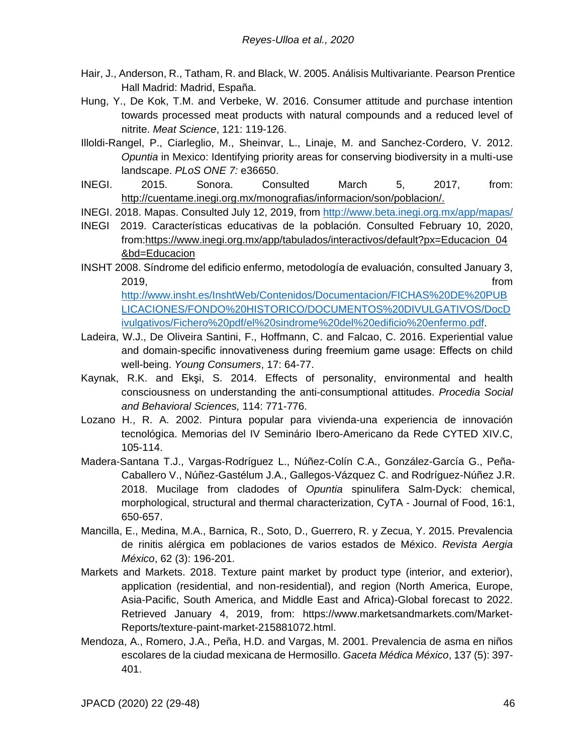Hair, J., Anderson, R., Tatham, R. and Black, W. 2005. Análisis Multivariante. Pearson Prentice Hall Madrid: Madrid, España.

Hung, Y., De Kok, T.M. and Verbeke, W. 2016. Consumer attitude and purchase intention towards processed meat products with natural compounds and a reduced level of nitrite. *Meat Science*, 121: 119-126.

Illoldi-Rangel, P., Ciarleglio, M., Sheinvar, L., Linaje, M. and Sanchez-Cordero, V. 2012. *Opuntia* in Mexico: Identifying priority areas for conserving biodiversity in a multi-use landscape. *PLoS ONE 7:* e36650.

INEGI. 2015. Sonora. Consulted March 5, 2017, from: http://cuentame.inegi.org.mx/monografias/informacion/son/poblacion/.

INEGI. 2018. Mapas. Consulted July 12, 2019, from http://www.beta.inegi.org.mx/app/mapas/

INEGI 2019. Características educativas de la población. Consulted February 10, 2020, from:https://www.inegi.org.mx/app/tabulados/interactivos/default?px=Educacion_04&bd=Educacion

INSHT 2008. Síndrome del edificio enfermo, metodología de evaluación, consulted January 3, 2019, from http://www.insht.es/InshtWeb/Contenidos/Documentacion/FICHAS%20DE%20PUBLICACIONES/FONDO%20HISTORICO/DOCUMENTOS%20DIVULGATIVOS/DocDivulgativos/Fichero%20pdf/el%20sindrome%20del%20edificio%20enfermo.pdf.

Ladeira, W.J., De Oliveira Santini, F., Hoffmann, C. and Falcao, C. 2016. Experiential value and domain-specific innovativeness during freemium game usage: Effects on child well-being. *Young Consumers*, 17: 64-77.

Kaynak, R.K. and Ekşi, S. 2014. Effects of personality, environmental and health consciousness on understanding the anti-consumptional attitudes. *Procedia Social and Behavioral Sciences,* 114: 771-776.

Lozano H., R. A. 2002. Pintura popular para vivienda-una experiencia de innovación tecnológica. Memorias del IV Seminário Ibero-Americano da Rede CYTED XIV.C, 105-114.

Madera-Santana T.J., Vargas-Rodríguez L., Núñez-Colín C.A., González-García G., Peña-Caballero V., Núñez-Gastélum J.A., Gallegos-Vázquez C. and Rodríguez-Núñez J.R. 2018. Mucilage from cladodes of *Opuntia* spinulifera Salm-Dyck: chemical, morphological, structural and thermal characterization, CyTA - Journal of Food, 16:1, 650-657.

Mancilla, E., Medina, M.A., Barnica, R., Soto, D., Guerrero, R. y Zecua, Y. 2015. Prevalencia de rinitis alérgica em poblaciones de varios estados de México. *Revista Aergia México*, 62 (3): 196-201.

Markets and Markets. 2018. Texture paint market by product type (interior, and exterior), application (residential, and non-residential), and region (North America, Europe, Asia-Pacific, South America, and Middle East and Africa)-Global forecast to 2022. Retrieved January 4, 2019, from: https://www.marketsandmarkets.com/Market-Reports/texture-paint-market-215881072.html.

Mendoza, A., Romero, J.A., Peña, H.D. and Vargas, M. 2001. Prevalencia de asma en niños escolares de la ciudad mexicana de Hermosillo. *Gaceta Médica México*, 137 (5): 397-401.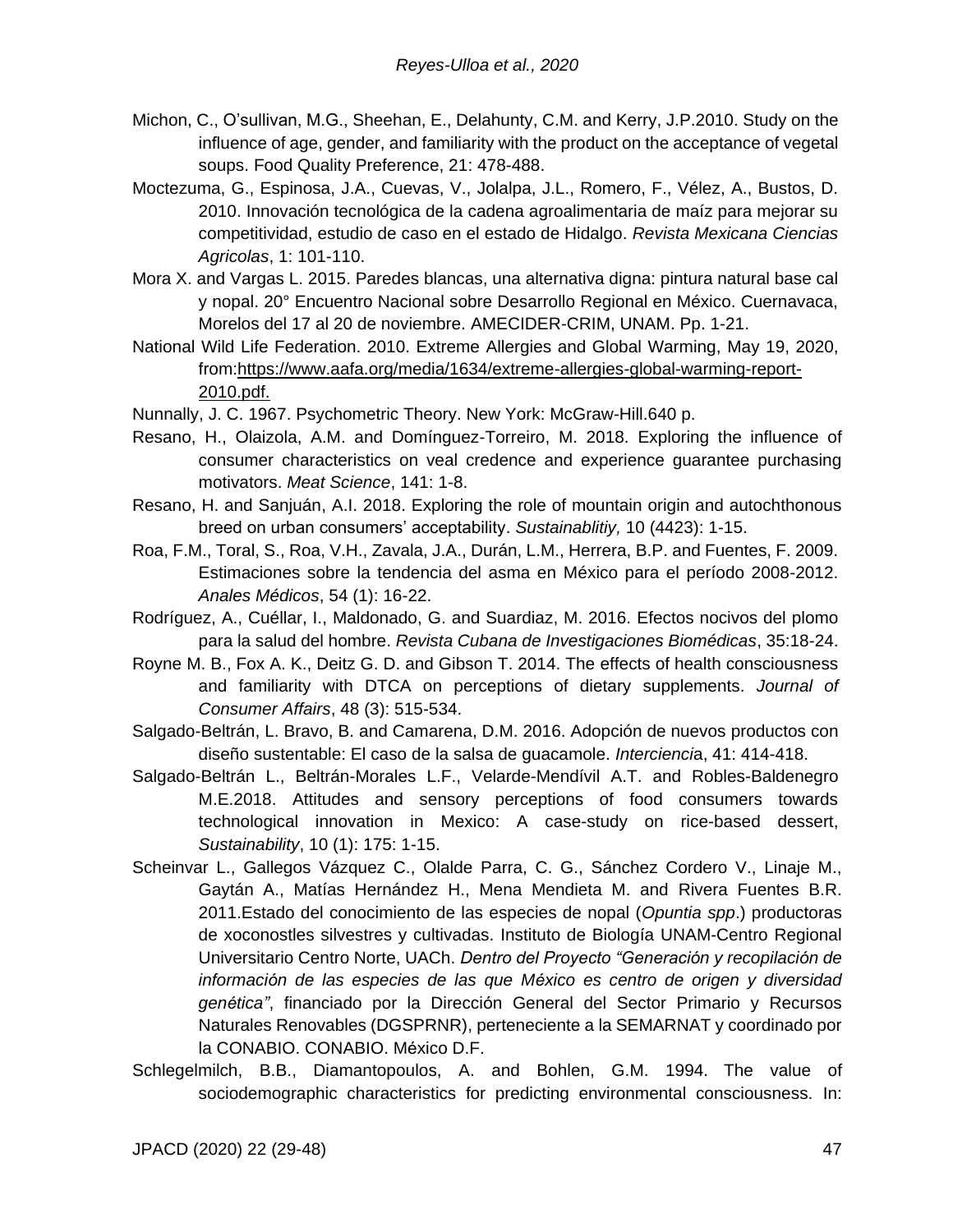Michon, C., O'sullivan, M.G., Sheehan, E., Delahunty, C.M. and Kerry, J.P.2010. Study on the influence of age, gender, and familiarity with the product on the acceptance of vegetal soups. Food Quality Preference, 21: 478-488.

Moctezuma, G., Espinosa, J.A., Cuevas, V., Jolalpa, J.L., Romero, F., Vélez, A., Bustos, D. 2010. Innovación tecnológica de la cadena agroalimentaria de maíz para mejorar su competitividad, estudio de caso en el estado de Hidalgo. *Revista Mexicana Ciencias Agricolas*, 1: 101-110.

Mora X. and Vargas L. 2015. Paredes blancas, una alternativa digna: pintura natural base cal y nopal. 20° Encuentro Nacional sobre Desarrollo Regional en México. Cuernavaca, Morelos del 17 al 20 de noviembre. AMECIDER-CRIM, UNAM. Pp. 1-21.

National Wild Life Federation. 2010. Extreme Allergies and Global Warming, May 19, 2020, from:https://www.aafa.org/media/1634/extreme-allergies-global-warming-report-2010.pdf.

Nunnally, J. C. 1967. Psychometric Theory. New York: McGraw-Hill.640 p.

Resano, H., Olaizola, A.M. and Domínguez-Torreiro, M. 2018. Exploring the influence of consumer characteristics on veal credence and experience guarantee purchasing motivators. *Meat Science*, 141: 1-8.

Resano, H. and Sanjuán, A.I. 2018. Exploring the role of mountain origin and autochthonous breed on urban consumers' acceptability. *Sustainablitiy,* 10 (4423): 1-15.

Roa, F.M., Toral, S., Roa, V.H., Zavala, J.A., Durán, L.M., Herrera, B.P. and Fuentes, F. 2009. Estimaciones sobre la tendencia del asma en México para el período 2008-2012. *Anales Médicos*, 54 (1): 16-22.

Rodríguez, A., Cuéllar, I., Maldonado, G. and Suardiaz, M. 2016. Efectos nocivos del plomo para la salud del hombre. *Revista Cubana de Investigaciones Biomédicas*, 35:18-24.

Royne M. B., Fox A. K., Deitz G. D. and Gibson T. 2014. The effects of health consciousness and familiarity with DTCA on perceptions of dietary supplements. *Journal of Consumer Affairs*, 48 (3): 515-534.

Salgado-Beltrán, L. Bravo, B. and Camarena, D.M. 2016. Adopción de nuevos productos con diseño sustentable: El caso de la salsa de guacamole. *Intercienci*a, 41: 414-418.

Salgado-Beltrán L., Beltrán-Morales L.F., Velarde-Mendívil A.T. and Robles-Baldenegro M.E.2018. Attitudes and sensory perceptions of food consumers towards technological innovation in Mexico: A case-study on rice-based dessert, *Sustainability*, 10 (1): 175: 1-15.

Scheinvar L., Gallegos Vázquez C., Olalde Parra, C. G., Sánchez Cordero V., Linaje M., Gaytán A., Matías Hernández H., Mena Mendieta M. and Rivera Fuentes B.R. 2011.Estado del conocimiento de las especies de nopal (*Opuntia spp*.) productoras de xoconostles silvestres y cultivadas. Instituto de Biología UNAM-Centro Regional Universitario Centro Norte, UACh. *Dentro del Proyecto "Generación y recopilación de información de las especies de las que México es centro de origen y diversidad genética"*, financiado por la Dirección General del Sector Primario y Recursos Naturales Renovables (DGSPRNR), perteneciente a la SEMARNAT y coordinado por la CONABIO. CONABIO. México D.F.

Schlegelmilch, B.B., Diamantopoulos, A. and Bohlen, G.M. 1994. The value of sociodemographic characteristics for predicting environmental consciousness. In: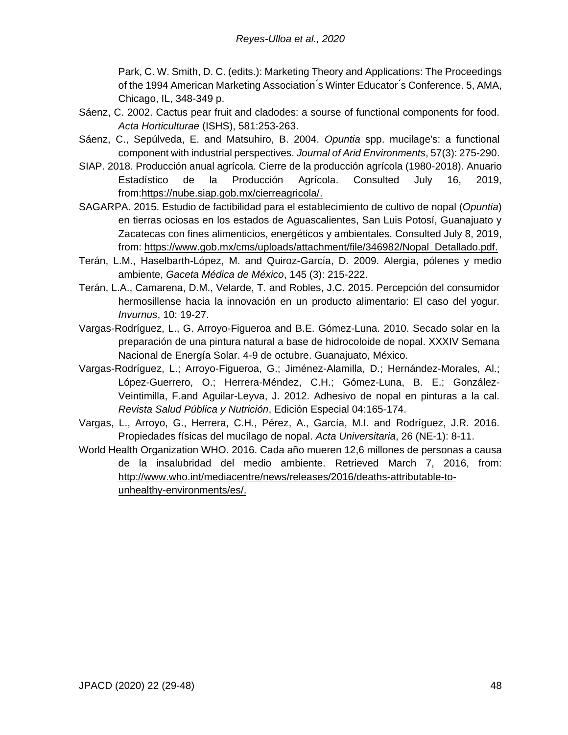Park, C. W. Smith, D. C. (edits.): Marketing Theory and Applications: The Proceedings of the 1994 American Marketing Association´s Winter Educator´s Conference. 5, AMA, Chicago, IL, 348-349 p.

Sáenz, C. 2002. Cactus pear fruit and cladodes: a sourse of functional components for food. *Acta Horticulturae* (ISHS), 581:253-263.

Sáenz, C., Sepúlveda, E. and Matsuhiro, B. 2004. *Opuntia* spp. mucilage's: a functional component with industrial perspectives. *Journal of Arid Environments*, 57(3): 275-290.

SIAP. 2018. Producción anual agrícola. Cierre de la producción agrícola (1980-2018). Anuario Estadístico de la Producción Agrícola. Consulted July 16, 2019, from:https://nube.siap.gob.mx/cierreagricola/.

SAGARPA. 2015. Estudio de factibilidad para el establecimiento de cultivo de nopal (*Opuntia*) en tierras ociosas en los estados de Aguascalientes, San Luis Potosí, Guanajuato y Zacatecas con fines alimenticios, energéticos y ambientales. Consulted July 8, 2019, from: https://www.gob.mx/cms/uploads/attachment/file/346982/Nopal_Detallado.pdf.

Terán, L.M., Haselbarth-López, M. and Quiroz-García, D. 2009. Alergia, pólenes y medio ambiente, *Gaceta Médica de México*, 145 (3): 215-222.

Terán, L.A., Camarena, D.M., Velarde, T. and Robles, J.C. 2015. Percepción del consumidor hermosillense hacia la innovación en un producto alimentario: El caso del yogur. *Invurnus*, 10: 19-27.

Vargas-Rodríguez, L., G. Arroyo-Figueroa and B.E. Gómez-Luna. 2010. Secado solar en la preparación de una pintura natural a base de hidrocoloide de nopal. XXXIV Semana Nacional de Energía Solar. 4-9 de octubre. Guanajuato, México.

Vargas-Rodríguez, L.; Arroyo-Figueroa, G.; Jiménez-Alamilla, D.; Hernández-Morales, Al.; López-Guerrero, O.; Herrera-Méndez, C.H.; Gómez-Luna, B. E.; González-Veintimilla, F.and Aguilar-Leyva, J. 2012. Adhesivo de nopal en pinturas a la cal. *Revista Salud Pública y Nutrición*, Edición Especial 04:165-174.

Vargas, L., Arroyo, G., Herrera, C.H., Pérez, A., García, M.I. and Rodríguez, J.R. 2016. Propiedades físicas del mucílago de nopal. *Acta Universitaria*, 26 (NE-1): 8-11.

World Health Organization WHO. 2016. Cada año mueren 12,6 millones de personas a causa de la insalubridad del medio ambiente. Retrieved March 7, 2016, from: http://www.who.int/mediacentre/news/releases/2016/deaths-attributable-to-unhealthy-environments/es/.